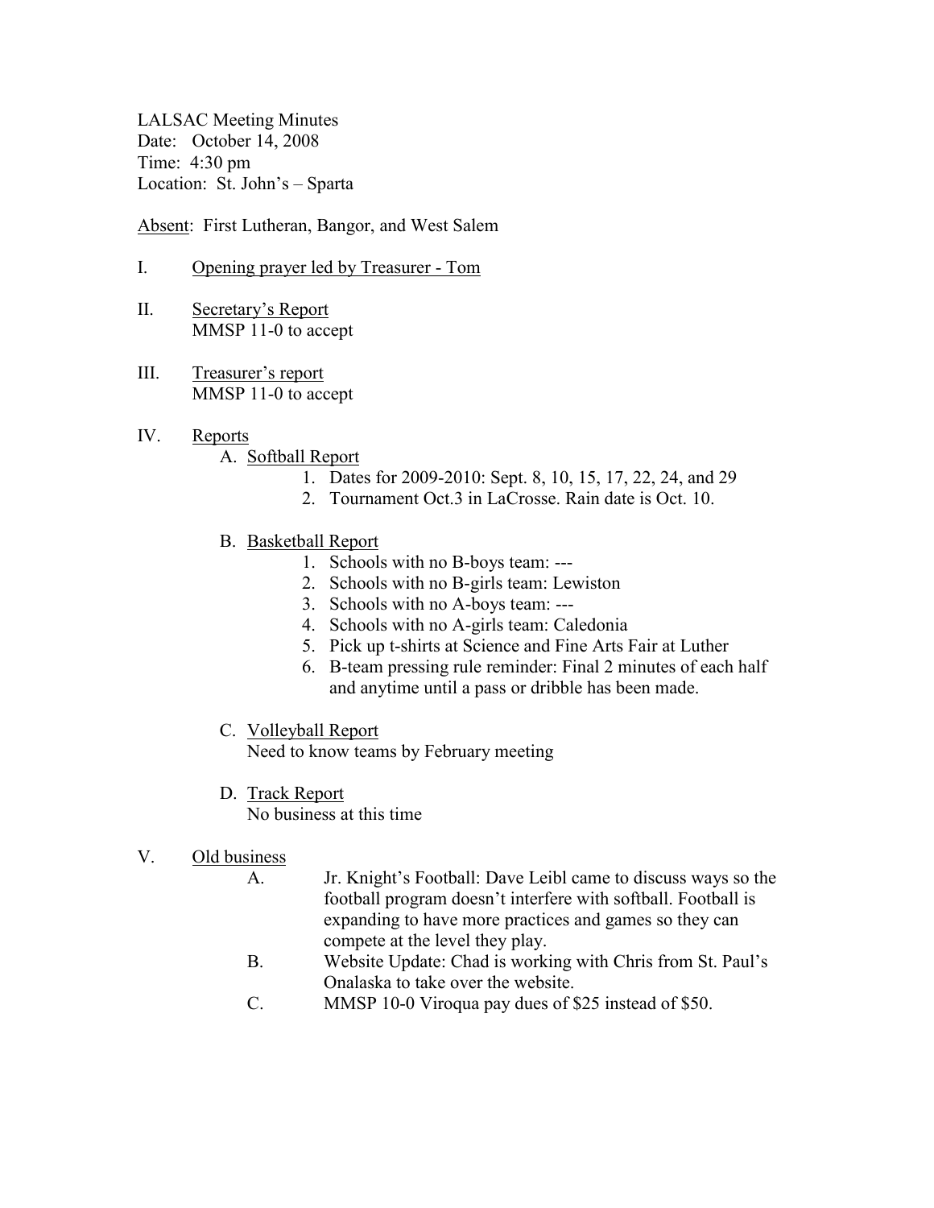LALSAC Meeting Minutes
Date: October 14, 2008
Time: 4:30 pm
Location: St. John's – Sparta

<u>Absent</u>: First Lutheran, Bangor, and West Salem

I. <u>Opening prayer led by Treasurer - Tom</u>

II. <u>Secretary's Report</u>
MMSP 11-0 to accept

III. <u>Treasurer's report</u>
MMSP 11-0 to accept

IV. <u>Reports</u>

A. <u>Softball Report</u>
1. Dates for 2009-2010: Sept. 8, 10, 15, 17, 22, 24, and 29
2. Tournament Oct.3 in LaCrosse. Rain date is Oct. 10.

B. <u>Basketball Report</u>
1. Schools with no B-boys team: ---
2. Schools with no B-girls team: Lewiston
3. Schools with no A-boys team: ---
4. Schools with no A-girls team: Caledonia
5. Pick up t-shirts at Science and Fine Arts Fair at Luther
6. B-team pressing rule reminder: Final 2 minutes of each half and anytime until a pass or dribble has been made.

C. <u>Volleyball Report</u>
Need to know teams by February meeting

D. <u>Track Report</u>
No business at this time

V. <u>Old business</u>

A. Jr. Knight's Football: Dave Leibl came to discuss ways so the football program doesn't interfere with softball. Football is expanding to have more practices and games so they can compete at the level they play.

B. Website Update: Chad is working with Chris from St. Paul's Onalaska to take over the website.

C. MMSP 10-0 Viroqua pay dues of $25 instead of $50.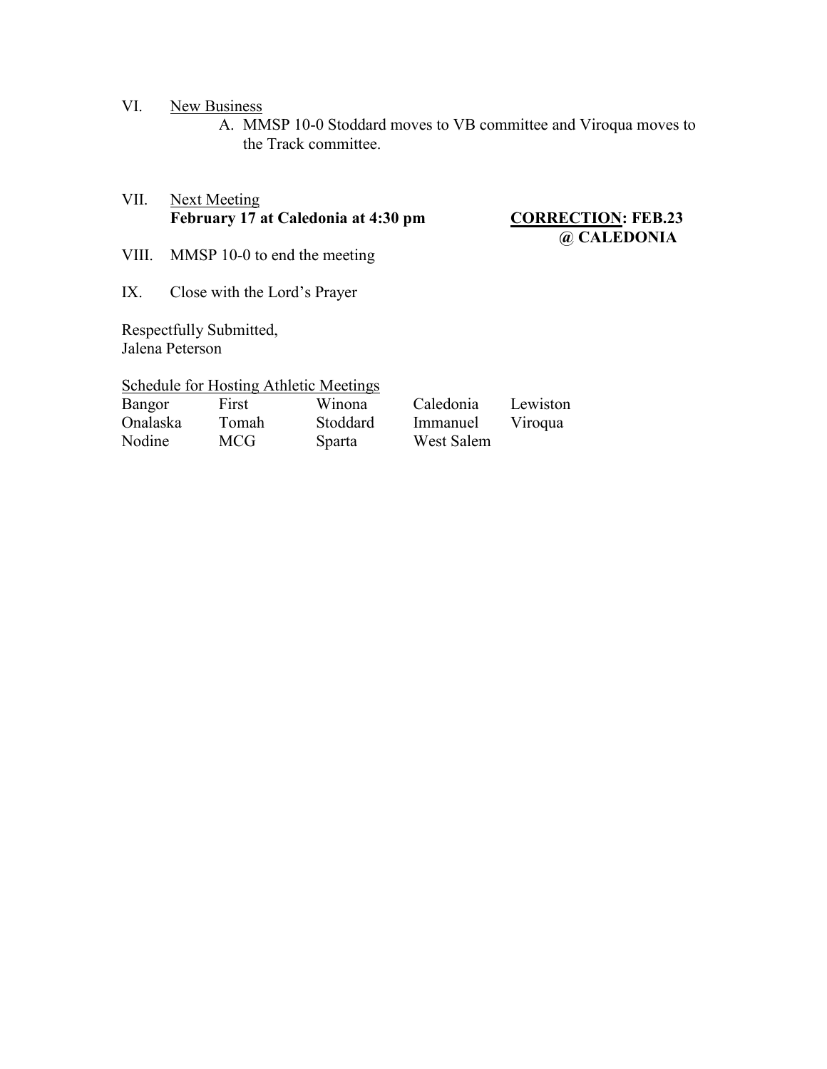VI. <u>New Business</u>

A. MMSP 10-0 Stoddard moves to VB committee and Viroqua moves to the Track committee.

VII. <u>Next Meeting</u>

**February 17 at Caledonia at 4:30 pm** **<u>CORRECTION</u>: FEB.23 @ CALEDONIA**

VIII. MMSP 10-0 to end the meeting

IX. Close with the Lord's Prayer

Respectfully Submitted,
Jalena Peterson

<u>Schedule for Hosting Athletic Meetings</u>

| | | | | |
|---|---|---|---|---|
| Bangor | First | Winona | Caledonia | Lewiston |
| Onalaska | Tomah | Stoddard | Immanuel | Viroqua |
| Nodine | MCG | Sparta | West Salem | |